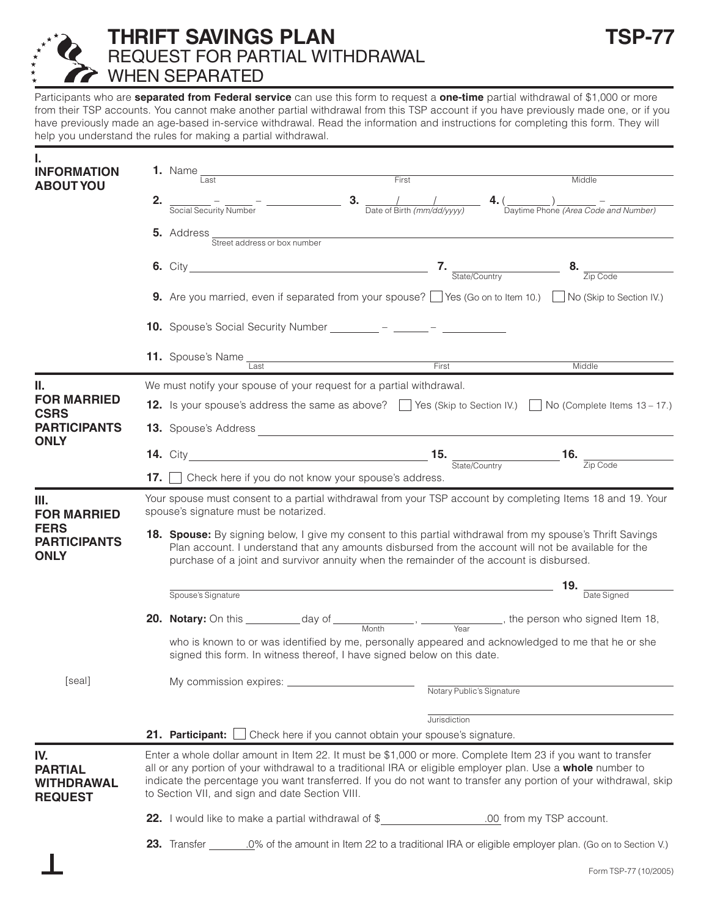# THRIFT SAVINGS PLAN

## REQUEST FOR PARTIAL WITHDRAWAL WHEN SEPARATED

**TSP-77**

Participants who are **separated from Federal service** can use this form to request a **one-time** partial withdrawal of $1,000 or more from their TSP accounts. You cannot make another partial withdrawal from this TSP account if you have previously made one, or if you have previously made an age-based in-service withdrawal. Read the information and instructions for completing this form. They will help you understand the rules for making a partial withdrawal.

### I. INFORMATION ABOUT YOU

**1.** Name ______________________ Last ______________________ First ______________________ Middle

**2.** ____ – ____ – ____ Social Security Number

**3.** ____ / ____ / ____ Date of Birth *(mm/dd/yyyy)*

**4.** ( ____ ) ____ – ____ Daytime Phone *(Area Code and Number)*

**5.** Address ______________________ Street address or box number

**6.** City ______________________

**7.** ______________________ State/Country

**8.** ______________________ Zip Code

**9.** Are you married, even if separated from your spouse? ☐ Yes (Go on to Item 10.) ☐ No (Skip to Section IV.)

**10.** Spouse's Social Security Number ____ – ____ – ____

**11.** Spouse's Name ______________________ Last ______________________ First ______________________ Middle

### II. FOR MARRIED CSRS PARTICIPANTS ONLY

We must notify your spouse of your request for a partial withdrawal.

**12.** Is your spouse's address the same as above? ☐ Yes (Skip to Section IV.) ☐ No (Complete Items 13 – 17.)

**13.** Spouse's Address ______________________

**14.** City ______________________

**15.** ______________________ State/Country

**16.** ______________________ Zip Code

**17.** ☐ Check here if you do not know your spouse's address.

### III. FOR MARRIED FERS PARTICIPANTS ONLY

Your spouse must consent to a partial withdrawal from your TSP account by completing Items 18 and 19. Your spouse's signature must be notarized.

**18. Spouse:** By signing below, I give my consent to this partial withdrawal from my spouse's Thrift Savings Plan account. I understand that any amounts disbursed from the account will not be available for the purchase of a joint and survivor annuity when the remainder of the account is disbursed.

______________________ Spouse's Signature

**19.** ______________________ Date Signed

**20. Notary:** On this ________ day of ________ Month, ________ Year, the person who signed Item 18, who is known to or was identified by me, personally appeared and acknowledged to me that he or she signed this form. In witness thereof, I have signed below on this date.

[seal]

My commission expires: ______________________

______________________ Notary Public's Signature

______________________ Jurisdiction

**21. Participant:** ☐ Check here if you cannot obtain your spouse's signature.

### IV. PARTIAL WITHDRAWAL REQUEST

Enter a whole dollar amount in Item 22. It must be $1,000 or more. Complete Item 23 if you want to transfer all or any portion of your withdrawal to a traditional IRA or eligible employer plan. Use a **whole** number to indicate the percentage you want transferred. If you do not want to transfer any portion of your withdrawal, skip to Section VII, and sign and date Section VIII.

**22.** I would like to make a partial withdrawal of $______________.00 from my TSP account.

**23.** Transfer ________.0% of the amount in Item 22 to a traditional IRA or eligible employer plan. (Go on to Section V.)

Form TSP-77 (10/2005)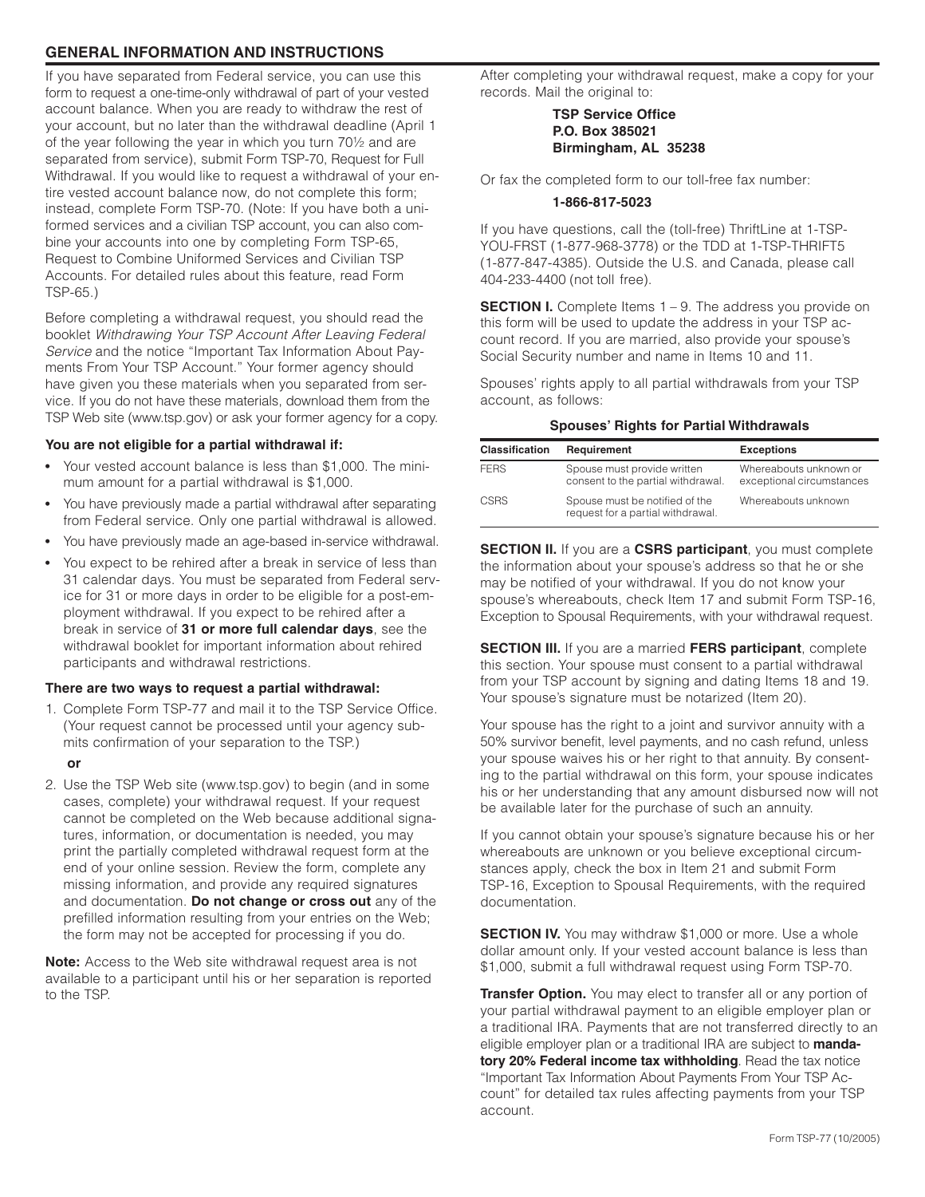## GENERAL INFORMATION AND INSTRUCTIONS

If you have separated from Federal service, you can use this form to request a one-time-only withdrawal of part of your vested account balance. When you are ready to withdraw the rest of your account, but no later than the withdrawal deadline (April 1 of the year following the year in which you turn 70½ and are separated from service), submit Form TSP-70, Request for Full Withdrawal. If you would like to request a withdrawal of your entire vested account balance now, do not complete this form; instead, complete Form TSP-70. (Note: If you have both a uniformed services and a civilian TSP account, you can also combine your accounts into one by completing Form TSP-65, Request to Combine Uniformed Services and Civilian TSP Accounts. For detailed rules about this feature, read Form TSP-65.)

Before completing a withdrawal request, you should read the booklet *Withdrawing Your TSP Account After Leaving Federal Service* and the notice "Important Tax Information About Payments From Your TSP Account." Your former agency should have given you these materials when you separated from service. If you do not have these materials, download them from the TSP Web site (www.tsp.gov) or ask your former agency for a copy.

**You are not eligible for a partial withdrawal if:**

- Your vested account balance is less than $1,000. The minimum amount for a partial withdrawal is $1,000.
- You have previously made a partial withdrawal after separating from Federal service. Only one partial withdrawal is allowed.
- You have previously made an age-based in-service withdrawal.
- You expect to be rehired after a break in service of less than 31 calendar days. You must be separated from Federal service for 31 or more days in order to be eligible for a post-employment withdrawal. If you expect to be rehired after a break in service of **31 or more full calendar days**, see the withdrawal booklet for important information about rehired participants and withdrawal restrictions.

**There are two ways to request a partial withdrawal:**

1. Complete Form TSP-77 and mail it to the TSP Service Office. (Your request cannot be processed until your agency submits confirmation of your separation to the TSP.)

   **or**

2. Use the TSP Web site (www.tsp.gov) to begin (and in some cases, complete) your withdrawal request. If your request cannot be completed on the Web because additional signatures, information, or documentation is needed, you may print the partially completed withdrawal request form at the end of your online session. Review the form, complete any missing information, and provide any required signatures and documentation. **Do not change or cross out** any of the prefilled information resulting from your entries on the Web; the form may not be accepted for processing if you do.

**Note:** Access to the Web site withdrawal request area is not available to a participant until his or her separation is reported to the TSP.

After completing your withdrawal request, make a copy for your records. Mail the original to:

**TSP Service Office**
**P.O. Box 385021**
**Birmingham, AL 35238**

Or fax the completed form to our toll-free fax number:

**1-866-817-5023**

If you have questions, call the (toll-free) ThriftLine at 1-TSP-YOU-FRST (1-877-968-3778) or the TDD at 1-TSP-THRIFT5 (1-877-847-4385). Outside the U.S. and Canada, please call 404-233-4400 (not toll free).

**SECTION I.** Complete Items 1 – 9. The address you provide on this form will be used to update the address in your TSP account record. If you are married, also provide your spouse's Social Security number and name in Items 10 and 11.

Spouses' rights apply to all partial withdrawals from your TSP account, as follows:

**Spouses' Rights for Partial Withdrawals**

| Classification | Requirement | Exceptions |
|---|---|---|
| FERS | Spouse must provide written consent to the partial withdrawal. | Whereabouts unknown or exceptional circumstances |
| CSRS | Spouse must be notified of the request for a partial withdrawal. | Whereabouts unknown |

**SECTION II.** If you are a **CSRS participant**, you must complete the information about your spouse's address so that he or she may be notified of your withdrawal. If you do not know your spouse's whereabouts, check Item 17 and submit Form TSP-16, Exception to Spousal Requirements, with your withdrawal request.

**SECTION III.** If you are a married **FERS participant**, complete this section. Your spouse must consent to a partial withdrawal from your TSP account by signing and dating Items 18 and 19. Your spouse's signature must be notarized (Item 20).

Your spouse has the right to a joint and survivor annuity with a 50% survivor benefit, level payments, and no cash refund, unless your spouse waives his or her right to that annuity. By consenting to the partial withdrawal on this form, your spouse indicates his or her understanding that any amount disbursed now will not be available later for the purchase of such an annuity.

If you cannot obtain your spouse's signature because his or her whereabouts are unknown or you believe exceptional circumstances apply, check the box in Item 21 and submit Form TSP-16, Exception to Spousal Requirements, with the required documentation.

**SECTION IV.** You may withdraw $1,000 or more. Use a whole dollar amount only. If your vested account balance is less than $1,000, submit a full withdrawal request using Form TSP-70.

**Transfer Option.** You may elect to transfer all or any portion of your partial withdrawal payment to an eligible employer plan or a traditional IRA. Payments that are not transferred directly to an eligible employer plan or a traditional IRA are subject to **mandatory 20% Federal income tax withholding**. Read the tax notice "Important Tax Information About Payments From Your TSP Account" for detailed tax rules affecting payments from your TSP account.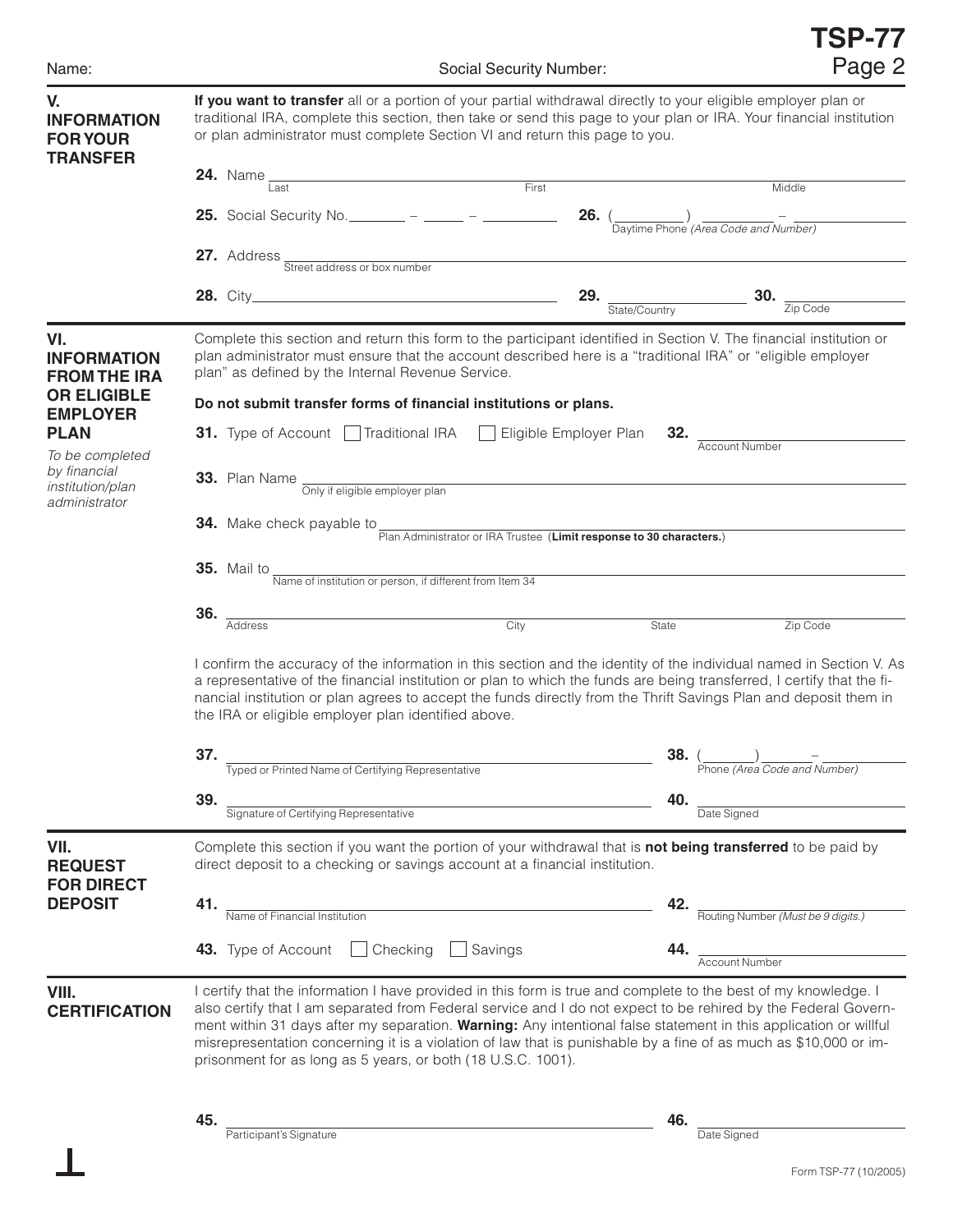Name: Social Security Number:

# TSP-77
Page 2

## V. INFORMATION FOR YOUR TRANSFER

**If you want to transfer** all or a portion of your partial withdrawal directly to your eligible employer plan or traditional IRA, complete this section, then take or send this page to your plan or IRA. Your financial institution or plan administrator must complete Section VI and return this page to you.

**24.** Name ______________________ (Last) ______________________ (First) ______________________ (Middle)

**25.** Social Security No. _______ – _____ – _________

**26.** (________) _________ – __________ Daytime Phone *(Area Code and Number)*

**27.** Address ________________________________ Street address or box number

**28.** City ______________________

**29.** ______________________ State/Country

**30.** ______________________ Zip Code

## VI. INFORMATION FROM THE IRA OR ELIGIBLE EMPLOYER PLAN

*To be completed by financial institution/plan administrator*

Complete this section and return this form to the participant identified in Section V. The financial institution or plan administrator must ensure that the account described here is a "traditional IRA" or "eligible employer plan" as defined by the Internal Revenue Service.

**Do not submit transfer forms of financial institutions or plans.**

**31.** Type of Account ☐ Traditional IRA ☐ Eligible Employer Plan

**32.** ______________________ Account Number

**33.** Plan Name ______________________ Only if eligible employer plan

**34.** Make check payable to ______________________ Plan Administrator or IRA Trustee (**Limit response to 30 characters.**)

**35.** Mail to ______________________ Name of institution or person, if different from Item 34

**36.** ______________________ Address ______________ City ______________ State ______________ Zip Code

I confirm the accuracy of the information in this section and the identity of the individual named in Section V. As a representative of the financial institution or plan to which the funds are being transferred, I certify that the financial institution or plan agrees to accept the funds directly from the Thrift Savings Plan and deposit them in the IRA or eligible employer plan identified above.

**37.** ______________________ Typed or Printed Name of Certifying Representative

**38.** (_______) ______ – __________ Phone *(Area Code and Number)*

**39.** ______________________ Signature of Certifying Representative

**40.** ______________________ Date Signed

## VII. REQUEST FOR DIRECT DEPOSIT

Complete this section if you want the portion of your withdrawal that is **not being transferred** to be paid by direct deposit to a checking or savings account at a financial institution.

**41.** ______________________ Name of Financial Institution

**42.** ______________________ Routing Number *(Must be 9 digits.)*

**43.** Type of Account ☐ Checking ☐ Savings

**44.** ______________________ Account Number

## VIII. CERTIFICATION

I certify that the information I have provided in this form is true and complete to the best of my knowledge. I also certify that I am separated from Federal service and I do not expect to be rehired by the Federal Government within 31 days after my separation. **Warning:** Any intentional false statement in this application or willful misrepresentation concerning it is a violation of law that is punishable by a fine of as much as $10,000 or imprisonment for as long as 5 years, or both (18 U.S.C. 1001).

**45.** ______________________ Participant's Signature

**46.** ______________________ Date Signed

Form TSP-77 (10/2005)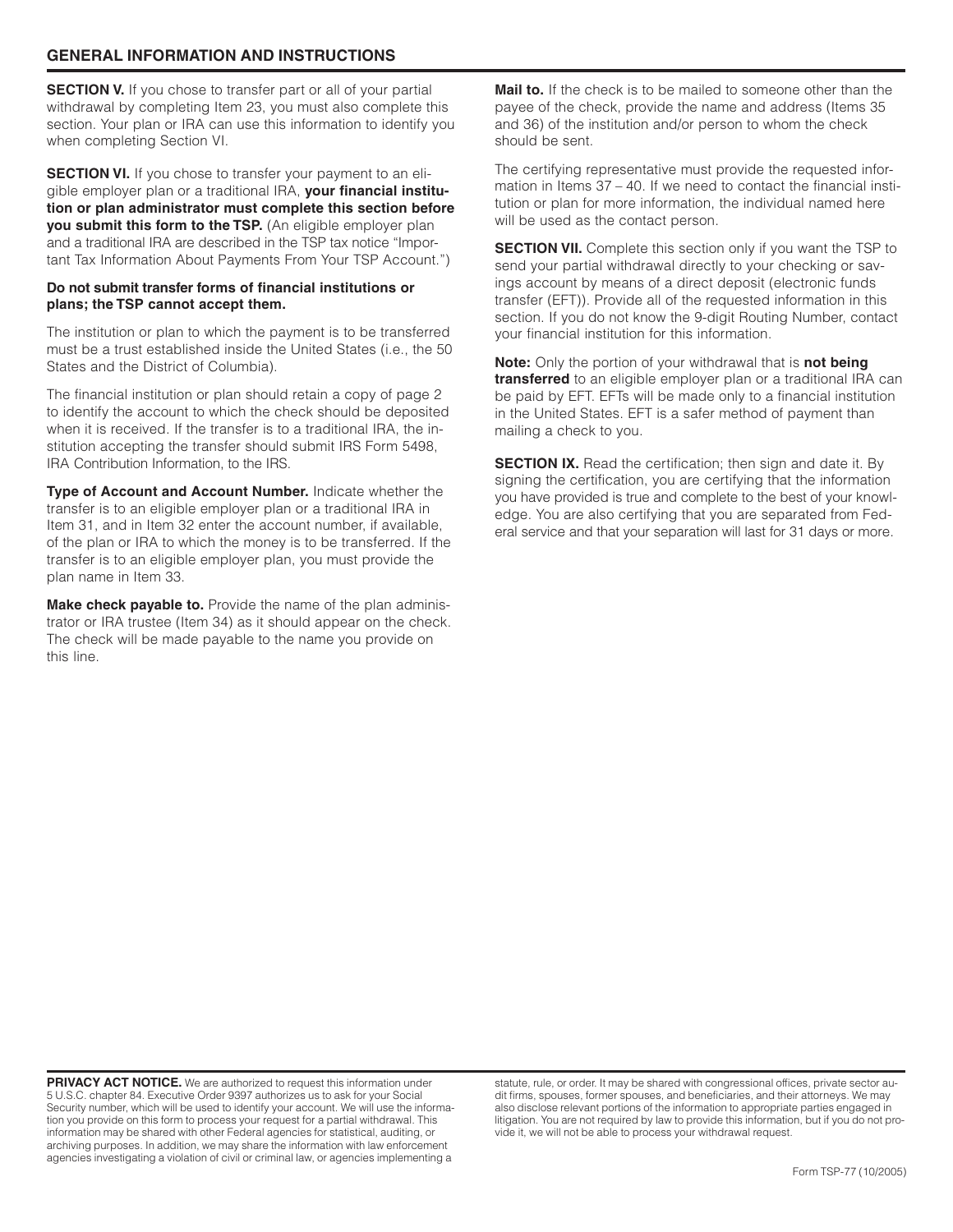## GENERAL INFORMATION AND INSTRUCTIONS

**SECTION V.** If you chose to transfer part or all of your partial withdrawal by completing Item 23, you must also complete this section. Your plan or IRA can use this information to identify you when completing Section VI.

**SECTION VI.** If you chose to transfer your payment to an eligible employer plan or a traditional IRA, **your financial institution or plan administrator must complete this section before you submit this form to the TSP.** (An eligible employer plan and a traditional IRA are described in the TSP tax notice "Important Tax Information About Payments From Your TSP Account.")

**Do not submit transfer forms of financial institutions or plans; the TSP cannot accept them.**

The institution or plan to which the payment is to be transferred must be a trust established inside the United States (i.e., the 50 States and the District of Columbia).

The financial institution or plan should retain a copy of page 2 to identify the account to which the check should be deposited when it is received. If the transfer is to a traditional IRA, the institution accepting the transfer should submit IRS Form 5498, IRA Contribution Information, to the IRS.

**Type of Account and Account Number.** Indicate whether the transfer is to an eligible employer plan or a traditional IRA in Item 31, and in Item 32 enter the account number, if available, of the plan or IRA to which the money is to be transferred. If the transfer is to an eligible employer plan, you must provide the plan name in Item 33.

**Make check payable to.** Provide the name of the plan administrator or IRA trustee (Item 34) as it should appear on the check. The check will be made payable to the name you provide on this line.

**Mail to.** If the check is to be mailed to someone other than the payee of the check, provide the name and address (Items 35 and 36) of the institution and/or person to whom the check should be sent.

The certifying representative must provide the requested information in Items 37 – 40. If we need to contact the financial institution or plan for more information, the individual named here will be used as the contact person.

**SECTION VII.** Complete this section only if you want the TSP to send your partial withdrawal directly to your checking or savings account by means of a direct deposit (electronic funds transfer (EFT)). Provide all of the requested information in this section. If you do not know the 9-digit Routing Number, contact your financial institution for this information.

**Note:** Only the portion of your withdrawal that is **not being transferred** to an eligible employer plan or a traditional IRA can be paid by EFT. EFTs will be made only to a financial institution in the United States. EFT is a safer method of payment than mailing a check to you.

**SECTION IX.** Read the certification; then sign and date it. By signing the certification, you are certifying that the information you have provided is true and complete to the best of your knowledge. You are also certifying that you are separated from Federal service and that your separation will last for 31 days or more.

**PRIVACY ACT NOTICE.** We are authorized to request this information under 5 U.S.C. chapter 84. Executive Order 9397 authorizes us to ask for your Social Security number, which will be used to identify your account. We will use the information you provide on this form to process your request for a partial withdrawal. This information may be shared with other Federal agencies for statistical, auditing, or archiving purposes. In addition, we may share the information with law enforcement agencies investigating a violation of civil or criminal law, or agencies implementing a statute, rule, or order. It may be shared with congressional offices, private sector audit firms, spouses, former spouses, and beneficiaries, and their attorneys. We may also disclose relevant portions of the information to appropriate parties engaged in litigation. You are not required by law to provide this information, but if you do not provide it, we will not be able to process your withdrawal request.

Form TSP-77 (10/2005)